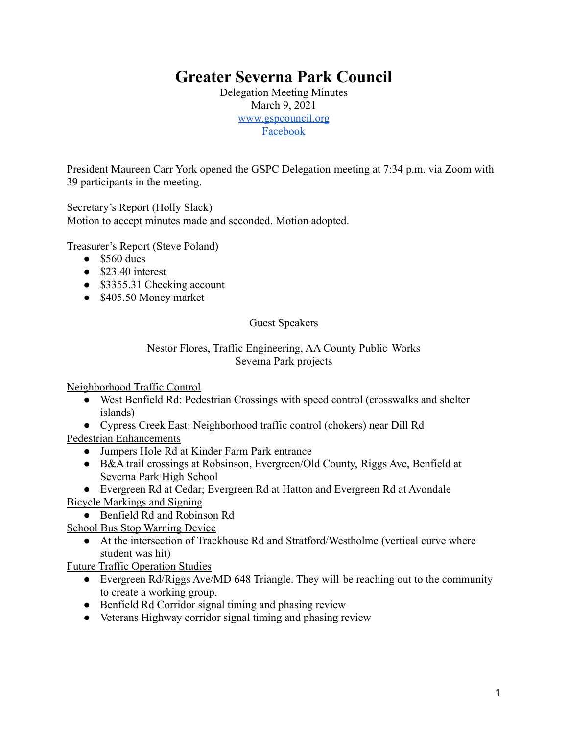# Greater Severna Park Council

Delegation Meeting Minutes
March 9, 2021
[www.gspcouncil.org](http://www.gspcouncil.org)
[Facebook](#)

President Maureen Carr York opened the GSPC Delegation meeting at 7:34 p.m. via Zoom with 39 participants in the meeting.

Secretary's Report (Holly Slack)
Motion to accept minutes made and seconded. Motion adopted.

Treasurer's Report (Steve Poland)

- $560 dues
- $23.40 interest
- $3355.31 Checking account
- $405.50 Money market

Guest Speakers

Nestor Flores, Traffic Engineering, AA County Public Works
Severna Park projects

<u>Neighborhood Traffic Control</u>

- West Benfield Rd: Pedestrian Crossings with speed control (crosswalks and shelter islands)
- Cypress Creek East: Neighborhood traffic control (chokers) near Dill Rd

<u>Pedestrian Enhancements</u>

- Jumpers Hole Rd at Kinder Farm Park entrance
- B&A trail crossings at Robsinson, Evergreen/Old County, Riggs Ave, Benfield at Severna Park High School
- Evergreen Rd at Cedar; Evergreen Rd at Hatton and Evergreen Rd at Avondale

<u>Bicycle Markings and Signing</u>

- Benfield Rd and Robinson Rd

<u>School Bus Stop Warning Device</u>

- At the intersection of Trackhouse Rd and Stratford/Westholme (vertical curve where student was hit)

<u>Future Traffic Operation Studies</u>

- Evergreen Rd/Riggs Ave/MD 648 Triangle. They will be reaching out to the community to create a working group.
- Benfield Rd Corridor signal timing and phasing review
- Veterans Highway corridor signal timing and phasing review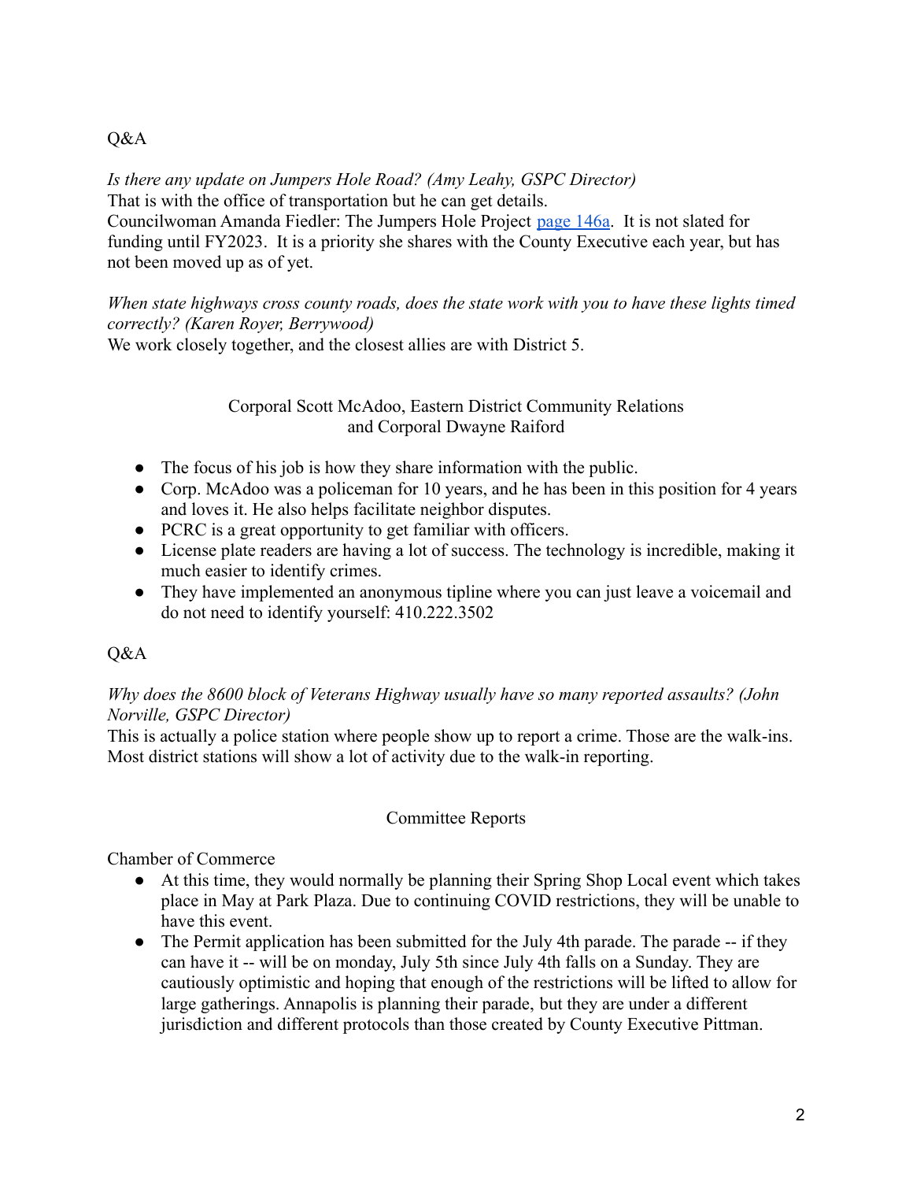Q&A

*Is there any update on Jumpers Hole Road? (Amy Leahy, GSPC Director)*
That is with the office of transportation but he can get details.
Councilwoman Amanda Fiedler: The Jumpers Hole Project page 146a. It is not slated for funding until FY2023. It is a priority she shares with the County Executive each year, but has not been moved up as of yet.

*When state highways cross county roads, does the state work with you to have these lights timed correctly? (Karen Royer, Berrywood)*
We work closely together, and the closest allies are with District 5.

Corporal Scott McAdoo, Eastern District Community Relations
and Corporal Dwayne Raiford

- The focus of his job is how they share information with the public.
- Corp. McAdoo was a policeman for 10 years, and he has been in this position for 4 years and loves it. He also helps facilitate neighbor disputes.
- PCRC is a great opportunity to get familiar with officers.
- License plate readers are having a lot of success. The technology is incredible, making it much easier to identify crimes.
- They have implemented an anonymous tipline where you can just leave a voicemail and do not need to identify yourself: 410.222.3502

Q&A

*Why does the 8600 block of Veterans Highway usually have so many reported assaults? (John Norville, GSPC Director)*
This is actually a police station where people show up to report a crime. Those are the walk-ins. Most district stations will show a lot of activity due to the walk-in reporting.

Committee Reports

Chamber of Commerce

- At this time, they would normally be planning their Spring Shop Local event which takes place in May at Park Plaza. Due to continuing COVID restrictions, they will be unable to have this event.
- The Permit application has been submitted for the July 4th parade. The parade -- if they can have it -- will be on monday, July 5th since July 4th falls on a Sunday. They are cautiously optimistic and hoping that enough of the restrictions will be lifted to allow for large gatherings. Annapolis is planning their parade, but they are under a different jurisdiction and different protocols than those created by County Executive Pittman.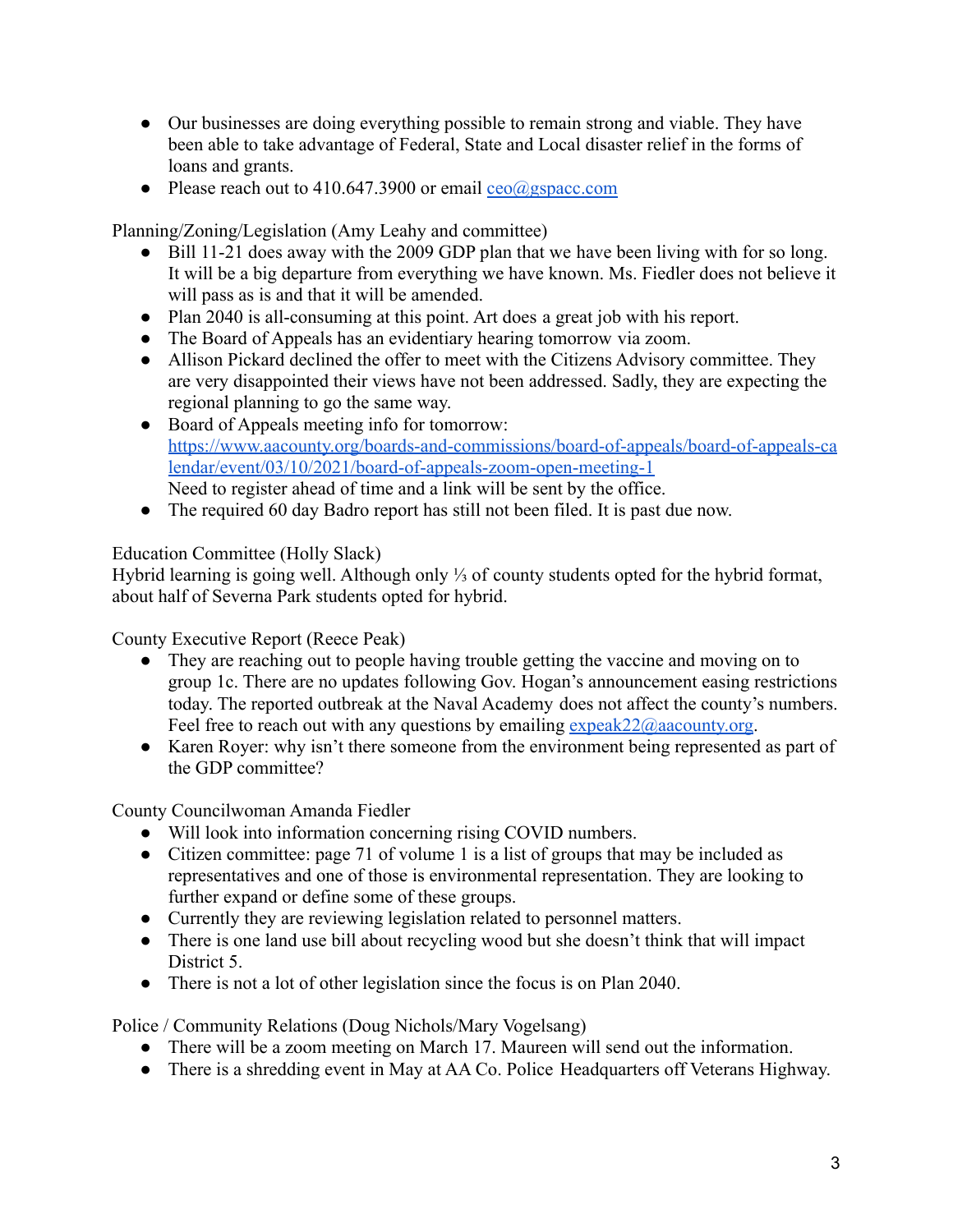- Our businesses are doing everything possible to remain strong and viable. They have been able to take advantage of Federal, State and Local disaster relief in the forms of loans and grants.
- Please reach out to 410.647.3900 or email ceo@gspacc.com

Planning/Zoning/Legislation (Amy Leahy and committee)

- Bill 11-21 does away with the 2009 GDP plan that we have been living with for so long. It will be a big departure from everything we have known. Ms. Fiedler does not believe it will pass as is and that it will be amended.
- Plan 2040 is all-consuming at this point. Art does a great job with his report.
- The Board of Appeals has an evidentiary hearing tomorrow via zoom.
- Allison Pickard declined the offer to meet with the Citizens Advisory committee. They are very disappointed their views have not been addressed. Sadly, they are expecting the regional planning to go the same way.
- Board of Appeals meeting info for tomorrow: https://www.aacounty.org/boards-and-commissions/board-of-appeals/board-of-appeals-calendar/event/03/10/2021/board-of-appeals-zoom-open-meeting-1
  Need to register ahead of time and a link will be sent by the office.
- The required 60 day Badro report has still not been filed. It is past due now.

Education Committee (Holly Slack)
Hybrid learning is going well. Although only ⅓ of county students opted for the hybrid format, about half of Severna Park students opted for hybrid.

County Executive Report (Reece Peak)

- They are reaching out to people having trouble getting the vaccine and moving on to group 1c. There are no updates following Gov. Hogan's announcement easing restrictions today. The reported outbreak at the Naval Academy does not affect the county's numbers. Feel free to reach out with any questions by emailing expeak22@aacounty.org.
- Karen Royer: why isn't there someone from the environment being represented as part of the GDP committee?

County Councilwoman Amanda Fiedler

- Will look into information concerning rising COVID numbers.
- Citizen committee: page 71 of volume 1 is a list of groups that may be included as representatives and one of those is environmental representation. They are looking to further expand or define some of these groups.
- Currently they are reviewing legislation related to personnel matters.
- There is one land use bill about recycling wood but she doesn't think that will impact District 5.
- There is not a lot of other legislation since the focus is on Plan 2040.

Police / Community Relations (Doug Nichols/Mary Vogelsang)

- There will be a zoom meeting on March 17. Maureen will send out the information.
- There is a shredding event in May at AA Co. Police Headquarters off Veterans Highway.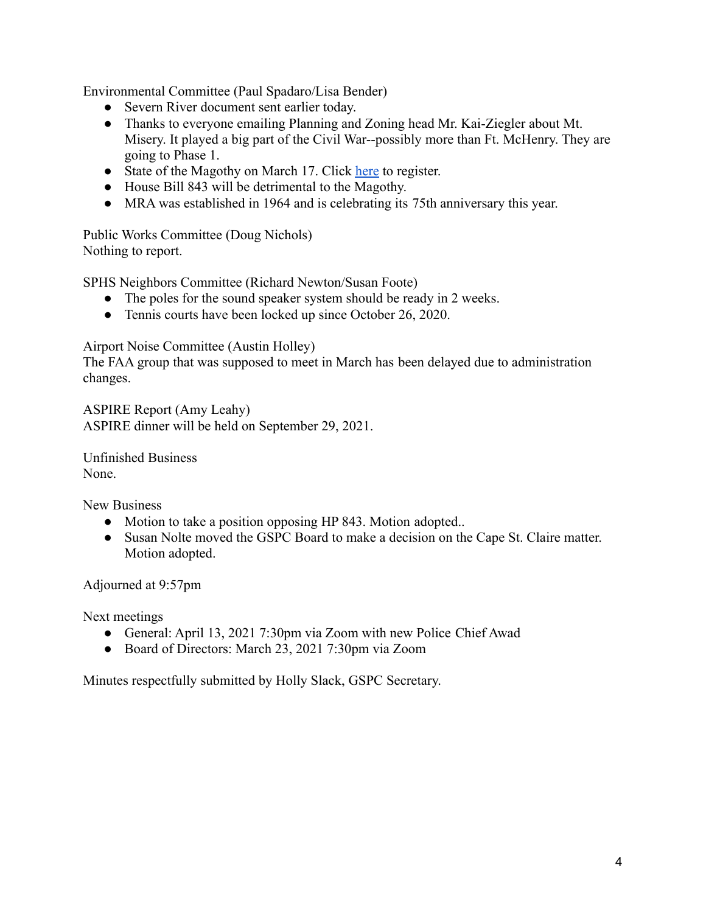Environmental Committee (Paul Spadaro/Lisa Bender)

- Severn River document sent earlier today.
- Thanks to everyone emailing Planning and Zoning head Mr. Kai-Ziegler about Mt. Misery. It played a big part of the Civil War--possibly more than Ft. McHenry. They are going to Phase 1.
- State of the Magothy on March 17. Click here to register.
- House Bill 843 will be detrimental to the Magothy.
- MRA was established in 1964 and is celebrating its 75th anniversary this year.

Public Works Committee (Doug Nichols)
Nothing to report.

SPHS Neighbors Committee (Richard Newton/Susan Foote)

- The poles for the sound speaker system should be ready in 2 weeks.
- Tennis courts have been locked up since October 26, 2020.

Airport Noise Committee (Austin Holley)
The FAA group that was supposed to meet in March has been delayed due to administration changes.

ASPIRE Report (Amy Leahy)
ASPIRE dinner will be held on September 29, 2021.

Unfinished Business
None.

New Business

- Motion to take a position opposing HP 843. Motion adopted..
- Susan Nolte moved the GSPC Board to make a decision on the Cape St. Claire matter. Motion adopted.

Adjourned at 9:57pm

Next meetings

- General: April 13, 2021 7:30pm via Zoom with new Police Chief Awad
- Board of Directors: March 23, 2021 7:30pm via Zoom

Minutes respectfully submitted by Holly Slack, GSPC Secretary.